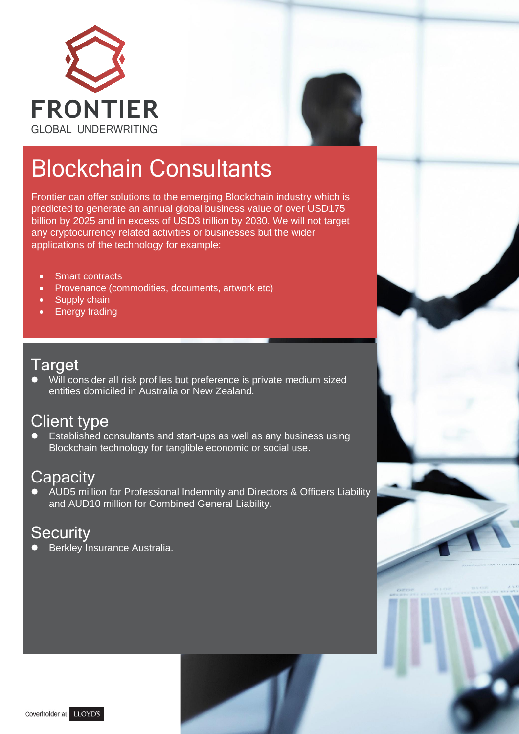FRONTIER

GLOBAL UNDERWRITING

# Blockchain Consultants

Frontier can offer solutions to the emerging Blockchain industry which is predicted to generate an annual global business value of over USD175 billion by 2025 and in excess of USD3 trillion by 2030. We will not target any cryptocurrency related activities or businesses but the wider applications of the technology for example:

- Smart contracts
- Provenance (commodities, documents, artwork etc)
- Supply chain
- Energy trading

## Target

- Will consider all risk profiles but preference is private medium sized entities domiciled in Australia or New Zealand.

## Client type

- Established consultants and start-ups as well as any business using Blockchain technology for tanglible economic or social use.

## Capacity

- AUD5 million for Professional Indemnity and Directors & Officers Liability and AUD10 million for Combined General Liability.

## Security

- Berkley Insurance Australia.

Coverholder at LLOYD'S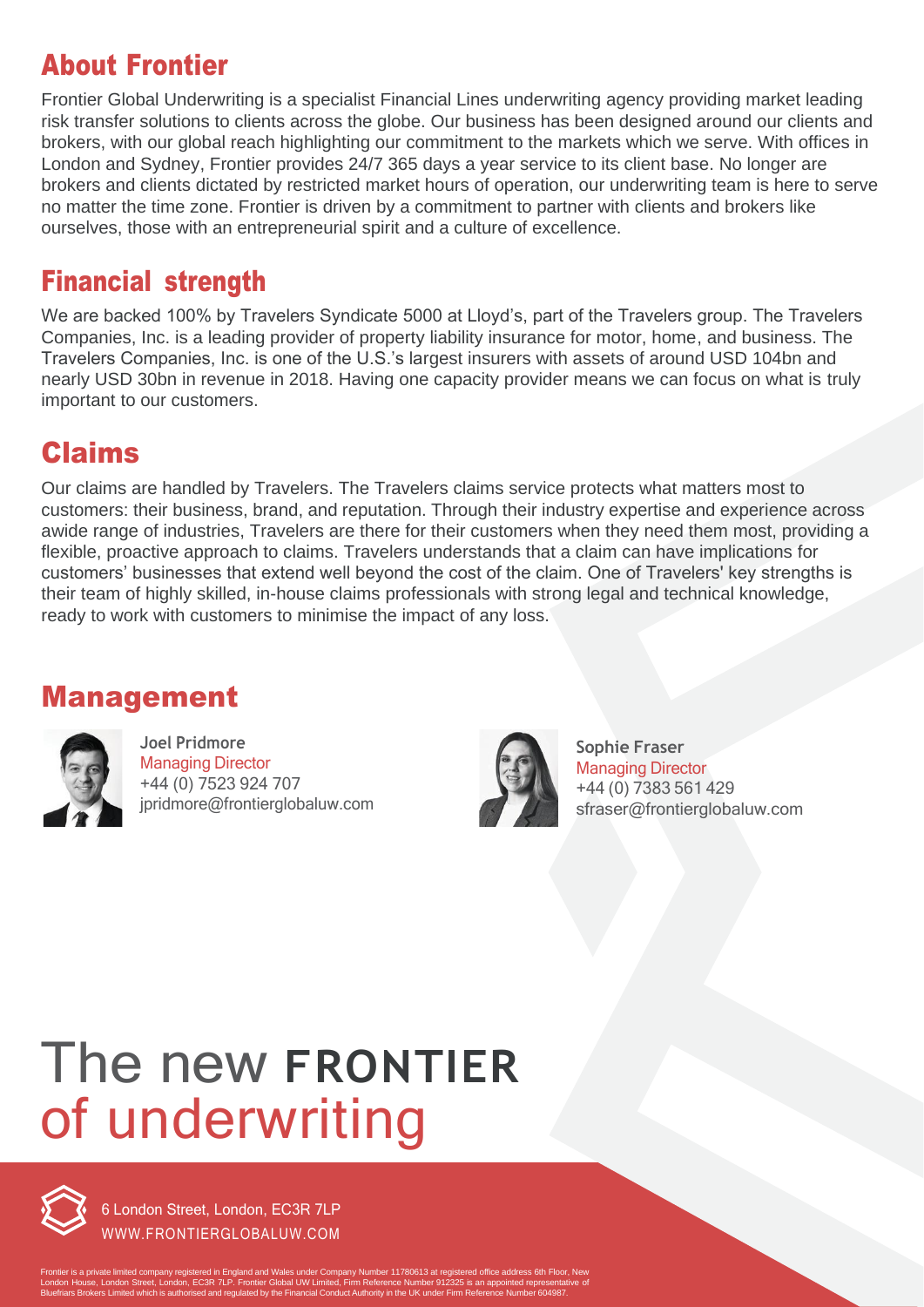## About Frontier

Frontier Global Underwriting is a specialist Financial Lines underwriting agency providing market leading risk transfer solutions to clients across the globe. Our business has been designed around our clients and brokers, with our global reach highlighting our commitment to the markets which we serve. With offices in London and Sydney, Frontier provides 24/7 365 days a year service to its client base. No longer are brokers and clients dictated by restricted market hours of operation, our underwriting team is here to serve no matter the time zone. Frontier is driven by a commitment to partner with clients and brokers like ourselves, those with an entrepreneurial spirit and a culture of excellence.

## Financial strength

We are backed 100% by Travelers Syndicate 5000 at Lloyd's, part of the Travelers group. The Travelers Companies, Inc. is a leading provider of property liability insurance for motor, home, and business. The Travelers Companies, Inc. is one of the U.S.'s largest insurers with assets of around USD 104bn and nearly USD 30bn in revenue in 2018. Having one capacity provider means we can focus on what is truly important to our customers.

## Claims

Our claims are handled by Travelers. The Travelers claims service protects what matters most to customers: their business, brand, and reputation. Through their industry expertise and experience across awide range of industries, Travelers are there for their customers when they need them most, providing a flexible, proactive approach to claims. Travelers understands that a claim can have implications for customers' businesses that extend well beyond the cost of the claim. One of Travelers' key strengths is their team of highly skilled, in-house claims professionals with strong legal and technical knowledge, ready to work with customers to minimise the impact of any loss.

## Management

**Joel Pridmore**
Managing Director
+44 (0) 7523 924 707
jpridmore@frontierglobaluw.com

**Sophie Fraser**
Managing Director
+44 (0) 7383 561 429
sfraser@frontierglobaluw.com

# The new FRONTIER of underwriting

6 London Street, London, EC3R 7LP
WWW.FRONTIERGLOBALUW.COM

Frontier is a private limited company registered in England and Wales under Company Number 11780613 at registered office address 6th Floor, New London House, London Street, London, EC3R 7LP. Frontier Global UW Limited, Firm Reference Number 912325 is an appointed representative of Bluefriars Brokers Limited which is authorised and regulated by the Financial Conduct Authority in the UK under Firm Reference Number 604987.